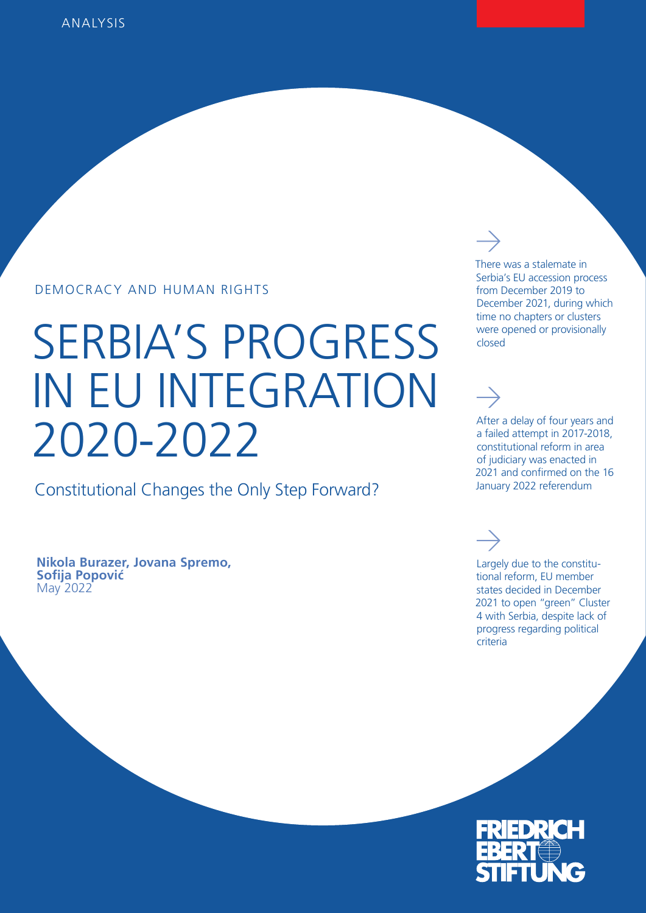ANALYSIS

DEMOCRACY AND HUMAN RIGHTS

# SERBIA'S PROGRESS IN EU INTEGRATION 2020-2022

## Constitutional Changes the Only Step Forward?

**Nikola Burazer, Jovana Spremo, Sofija Popović**
May 2022

→

There was a stalemate in Serbia's EU accession process from December 2019 to December 2021, during which time no chapters or clusters were opened or provisionally closed

→

After a delay of four years and a failed attempt in 2017-2018, constitutional reform in area of judiciary was enacted in 2021 and confirmed on the 16 January 2022 referendum

→

Largely due to the constitutional reform, EU member states decided in December 2021 to open "green" Cluster 4 with Serbia, despite lack of progress regarding political criteria

FRIEDRICH EBERT STIFTUNG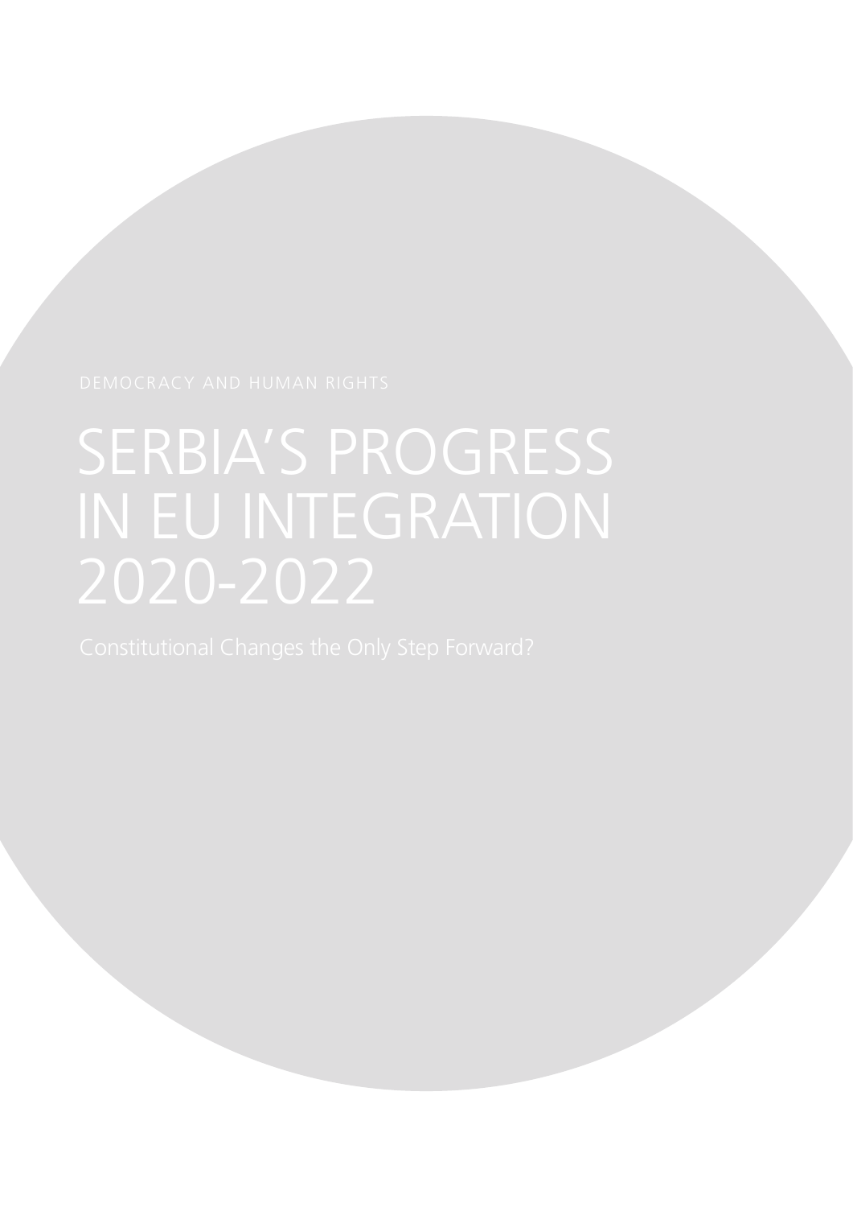DEMOCRACY AND HUMAN RIGHTS

# SERBIA'S PROGRESS IN EU INTEGRATION 2020-2022

Constitutional Changes the Only Step Forward?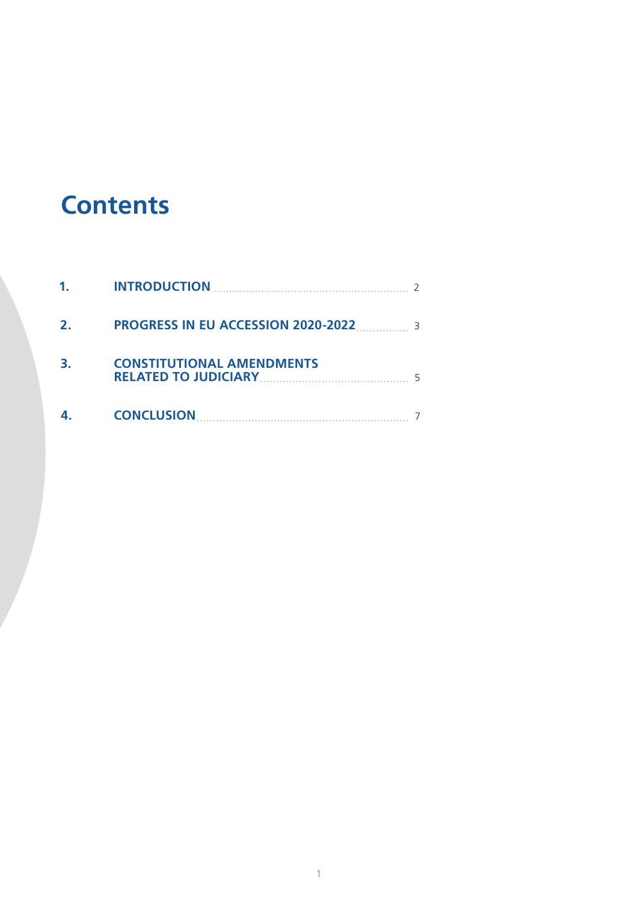# Contents

1. INTRODUCTION ............................................................ 2
2. PROGRESS IN EU ACCESSION 2020-2022 ................ 3
3. CONSTITUTIONAL AMENDMENTS RELATED TO JUDICIARY ............................................. 5
4. CONCLUSION ............................................................... 7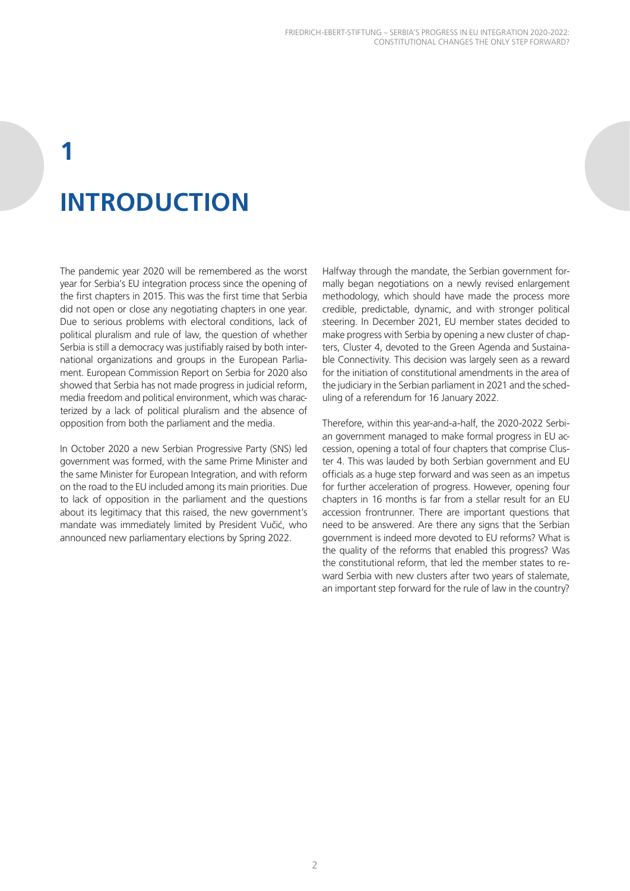# 1 INTRODUCTION

The pandemic year 2020 will be remembered as the worst year for Serbia's EU integration process since the opening of the first chapters in 2015. This was the first time that Serbia did not open or close any negotiating chapters in one year. Due to serious problems with electoral conditions, lack of political pluralism and rule of law, the question of whether Serbia is still a democracy was justifiably raised by both international organizations and groups in the European Parliament. European Commission Report on Serbia for 2020 also showed that Serbia has not made progress in judicial reform, media freedom and political environment, which was characterized by a lack of political pluralism and the absence of opposition from both the parliament and the media.

In October 2020 a new Serbian Progressive Party (SNS) led government was formed, with the same Prime Minister and the same Minister for European Integration, and with reform on the road to the EU included among its main priorities. Due to lack of opposition in the parliament and the questions about its legitimacy that this raised, the new government's mandate was immediately limited by President Vučić, who announced new parliamentary elections by Spring 2022.

Halfway through the mandate, the Serbian government formally began negotiations on a newly revised enlargement methodology, which should have made the process more credible, predictable, dynamic, and with stronger political steering. In December 2021, EU member states decided to make progress with Serbia by opening a new cluster of chapters, Cluster 4, devoted to the Green Agenda and Sustainable Connectivity. This decision was largely seen as a reward for the initiation of constitutional amendments in the area of the judiciary in the Serbian parliament in 2021 and the scheduling of a referendum for 16 January 2022.

Therefore, within this year-and-a-half, the 2020-2022 Serbian government managed to make formal progress in EU accession, opening a total of four chapters that comprise Cluster 4. This was lauded by both Serbian government and EU officials as a huge step forward and was seen as an impetus for further acceleration of progress. However, opening four chapters in 16 months is far from a stellar result for an EU accession frontrunner. There are important questions that need to be answered. Are there any signs that the Serbian government is indeed more devoted to EU reforms? What is the quality of the reforms that enabled this progress? Was the constitutional reform, that led the member states to reward Serbia with new clusters after two years of stalemate, an important step forward for the rule of law in the country?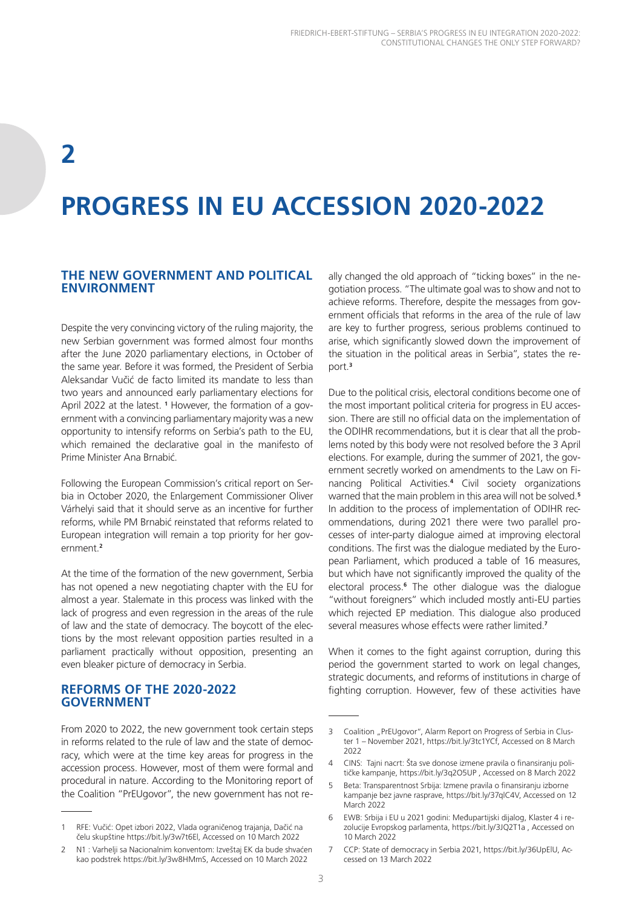# 2

# PROGRESS IN EU ACCESSION 2020-2022

## THE NEW GOVERNMENT AND POLITICAL ENVIRONMENT

Despite the very convincing victory of the ruling majority, the new Serbian government was formed almost four months after the June 2020 parliamentary elections, in October of the same year. Before it was formed, the President of Serbia Aleksandar Vučić de facto limited its mandate to less than two years and announced early parliamentary elections for April 2022 at the latest. [1] However, the formation of a government with a convincing parliamentary majority was a new opportunity to intensify reforms on Serbia's path to the EU, which remained the declarative goal in the manifesto of Prime Minister Ana Brnabić.

Following the European Commission's critical report on Serbia in October 2020, the Enlargement Commissioner Oliver Várhelyi said that it should serve as an incentive for further reforms, while PM Brnabić reinstated that reforms related to European integration will remain a top priority for her government.[2]

At the time of the formation of the new government, Serbia has not opened a new negotiating chapter with the EU for almost a year. Stalemate in this process was linked with the lack of progress and even regression in the areas of the rule of law and the state of democracy. The boycott of the elections by the most relevant opposition parties resulted in a parliament practically without opposition, presenting an even bleaker picture of democracy in Serbia.

## REFORMS OF THE 2020-2022 GOVERNMENT

From 2020 to 2022, the new government took certain steps in reforms related to the rule of law and the state of democracy, which were at the time key areas for progress in the accession process. However, most of them were formal and procedural in nature. According to the Monitoring report of the Coalition "PrEUgovor", the new government has not really changed the old approach of "ticking boxes" in the negotiation process. "The ultimate goal was to show and not to achieve reforms. Therefore, despite the messages from government officials that reforms in the area of the rule of law are key to further progress, serious problems continued to arise, which significantly slowed down the improvement of the situation in the political areas in Serbia", states the report.[3]

Due to the political crisis, electoral conditions become one of the most important political criteria for progress in EU accession. There are still no official data on the implementation of the ODIHR recommendations, but it is clear that all the problems noted by this body were not resolved before the 3 April elections. For example, during the summer of 2021, the government secretly worked on amendments to the Law on Financing Political Activities.[4] Civil society organizations warned that the main problem in this area will not be solved.[5] In addition to the process of implementation of ODIHR recommendations, during 2021 there were two parallel processes of inter-party dialogue aimed at improving electoral conditions. The first was the dialogue mediated by the European Parliament, which produced a table of 16 measures, but which have not significantly improved the quality of the electoral process.[6] The other dialogue was the dialogue "without foreigners" which included mostly anti-EU parties which rejected EP mediation. This dialogue also produced several measures whose effects were rather limited.[7]

When it comes to the fight against corruption, during this period the government started to work on legal changes, strategic documents, and reforms of institutions in charge of fighting corruption. However, few of these activities have

---

1 RFE: Vučić: Opet izbori 2022, Vlada ograničenog trajanja, Dačić na čelu skupštine https://bit.ly/3w7t6El, Accessed on 10 March 2022

2 N1 : Varhelji sa Nacionalnim konventom: Izveštaj EK da bude shvaćen kao podstrek https://bit.ly/3w8HMmS, Accessed on 10 March 2022

3 Coalition „PrEUgovor", Alarm Report on Progress of Serbia in Cluster 1 – November 2021, https://bit.ly/3tc1YCf, Accessed on 8 March 2022

4 CINS: Tajni nacrt: Šta sve donose izmene pravila o finansiranju političke kampanje, https://bit.ly/3q2O5UP , Accessed on 8 March 2022

5 Beta: Transparentnost Srbija: Izmene pravila o finansiranju izborne kampanje bez javne rasprave, https://bit.ly/37qlC4V, Accessed on 12 March 2022

6 EWB: Srbija i EU u 2021 godini: Međupartijski dijalog, Klaster 4 i rezolucije Evropskog parlamenta, https://bit.ly/3JQ2T1a , Accessed on 10 March 2022

7 CCP: State of democracy in Serbia 2021, https://bit.ly/36UpElU, Accessed on 13 March 2022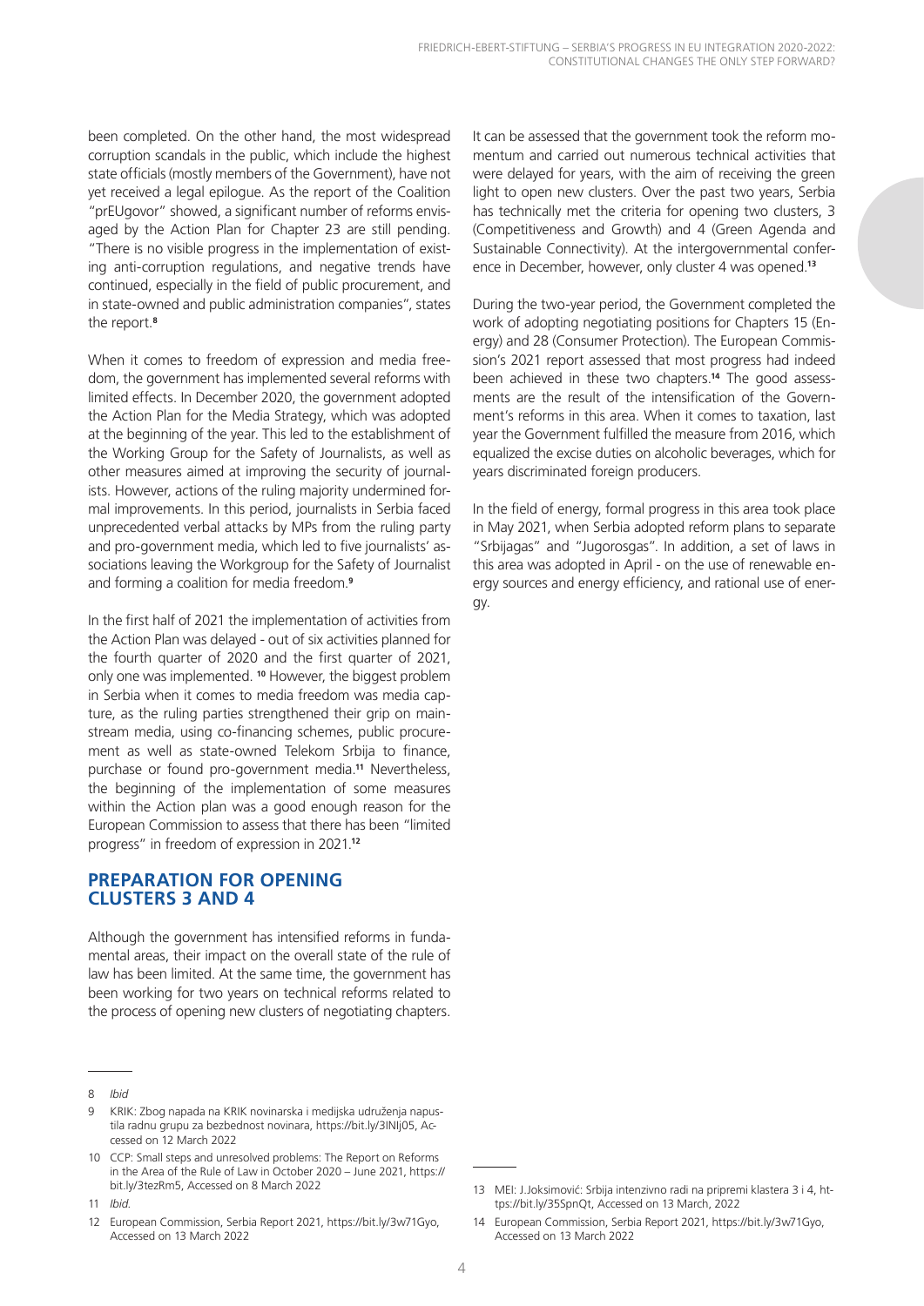been completed. On the other hand, the most widespread corruption scandals in the public, which include the highest state officials (mostly members of the Government), have not yet received a legal epilogue. As the report of the Coalition "prEUgovor" showed, a significant number of reforms envisaged by the Action Plan for Chapter 23 are still pending. "There is no visible progress in the implementation of existing anti-corruption regulations, and negative trends have continued, especially in the field of public procurement, and in state-owned and public administration companies", states the report.[8]

When it comes to freedom of expression and media freedom, the government has implemented several reforms with limited effects. In December 2020, the government adopted the Action Plan for the Media Strategy, which was adopted at the beginning of the year. This led to the establishment of the Working Group for the Safety of Journalists, as well as other measures aimed at improving the security of journalists. However, actions of the ruling majority undermined formal improvements. In this period, journalists in Serbia faced unprecedented verbal attacks by MPs from the ruling party and pro-government media, which led to five journalists' associations leaving the Workgroup for the Safety of Journalist and forming a coalition for media freedom.[9]

In the first half of 2021 the implementation of activities from the Action Plan was delayed - out of six activities planned for the fourth quarter of 2020 and the first quarter of 2021, only one was implemented. [10] However, the biggest problem in Serbia when it comes to media freedom was media capture, as the ruling parties strengthened their grip on mainstream media, using co-financing schemes, public procurement as well as state-owned Telekom Srbija to finance, purchase or found pro-government media.[11] Nevertheless, the beginning of the implementation of some measures within the Action plan was a good enough reason for the European Commission to assess that there has been "limited progress" in freedom of expression in 2021.[12]

## PREPARATION FOR OPENING CLUSTERS 3 AND 4

Although the government has intensified reforms in fundamental areas, their impact on the overall state of the rule of law has been limited. At the same time, the government has been working for two years on technical reforms related to the process of opening new clusters of negotiating chapters. It can be assessed that the government took the reform momentum and carried out numerous technical activities that were delayed for years, with the aim of receiving the green light to open new clusters. Over the past two years, Serbia has technically met the criteria for opening two clusters, 3 (Competitiveness and Growth) and 4 (Green Agenda and Sustainable Connectivity). At the intergovernmental conference in December, however, only cluster 4 was opened.[13]

During the two-year period, the Government completed the work of adopting negotiating positions for Chapters 15 (Energy) and 28 (Consumer Protection). The European Commission's 2021 report assessed that most progress had indeed been achieved in these two chapters.[14] The good assessments are the result of the intensification of the Government's reforms in this area. When it comes to taxation, last year the Government fulfilled the measure from 2016, which equalized the excise duties on alcoholic beverages, which for years discriminated foreign producers.

In the field of energy, formal progress in this area took place in May 2021, when Serbia adopted reform plans to separate "Srbijagas" and "Jugorosgas". In addition, a set of laws in this area was adopted in April - on the use of renewable energy sources and energy efficiency, and rational use of energy.

---

8 *Ibid*

9 KRIK: Zbog napada na KRIK novinarska i medijska udruženja napustila radnu grupu za bezbednost novinara, https://bit.ly/3INlj05, Accessed on 12 March 2022

10 CCP: Small steps and unresolved problems: The Report on Reforms in the Area of the Rule of Law in October 2020 – June 2021, https://bit.ly/3tezRm5, Accessed on 8 March 2022

11 *Ibid.*

12 European Commission, Serbia Report 2021, https://bit.ly/3w71Gyo, Accessed on 13 March 2022

13 MEI: J.Joksimović: Srbija intenzivno radi na pripremi klastera 3 i 4, https://bit.ly/35SpnQt, Accessed on 13 March, 2022

14 European Commission, Serbia Report 2021, https://bit.ly/3w71Gyo, Accessed on 13 March 2022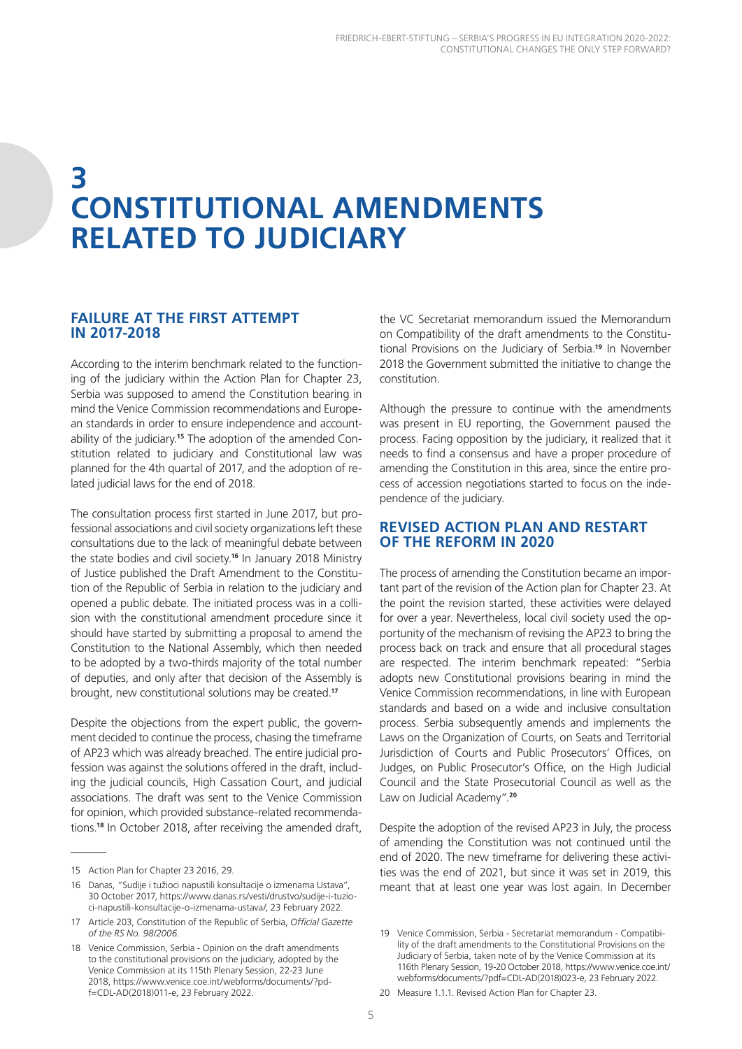# 3 CONSTITUTIONAL AMENDMENTS RELATED TO JUDICIARY

## FAILURE AT THE FIRST ATTEMPT IN 2017-2018

According to the interim benchmark related to the functioning of the judiciary within the Action Plan for Chapter 23, Serbia was supposed to amend the Constitution bearing in mind the Venice Commission recommendations and European standards in order to ensure independence and accountability of the judiciary.[15] The adoption of the amended Constitution related to judiciary and Constitutional law was planned for the 4th quartal of 2017, and the adoption of related judicial laws for the end of 2018.

The consultation process first started in June 2017, but professional associations and civil society organizations left these consultations due to the lack of meaningful debate between the state bodies and civil society.[16] In January 2018 Ministry of Justice published the Draft Amendment to the Constitution of the Republic of Serbia in relation to the judiciary and opened a public debate. The initiated process was in a collision with the constitutional amendment procedure since it should have started by submitting a proposal to amend the Constitution to the National Assembly, which then needed to be adopted by a two-thirds majority of the total number of deputies, and only after that decision of the Assembly is brought, new constitutional solutions may be created.[17]

Despite the objections from the expert public, the government decided to continue the process, chasing the timeframe of AP23 which was already breached. The entire judicial profession was against the solutions offered in the draft, including the judicial councils, High Cassation Court, and judicial associations. The draft was sent to the Venice Commission for opinion, which provided substance-related recommendations.[18] In October 2018, after receiving the amended draft, the VC Secretariat memorandum issued the Memorandum on Compatibility of the draft amendments to the Constitutional Provisions on the Judiciary of Serbia.[19] In November 2018 the Government submitted the initiative to change the constitution.

Although the pressure to continue with the amendments was present in EU reporting, the Government paused the process. Facing opposition by the judiciary, it realized that it needs to find a consensus and have a proper procedure of amending the Constitution in this area, since the entire process of accession negotiations started to focus on the independence of the judiciary.

## REVISED ACTION PLAN AND RESTART OF THE REFORM IN 2020

The process of amending the Constitution became an important part of the revision of the Action plan for Chapter 23. At the point the revision started, these activities were delayed for over a year. Nevertheless, local civil society used the opportunity of the mechanism of revising the AP23 to bring the process back on track and ensure that all procedural stages are respected. The interim benchmark repeated: "Serbia adopts new Constitutional provisions bearing in mind the Venice Commission recommendations, in line with European standards and based on a wide and inclusive consultation process. Serbia subsequently amends and implements the Laws on the Organization of Courts, on Seats and Territorial Jurisdiction of Courts and Public Prosecutors' Offices, on Judges, on Public Prosecutor's Office, on the High Judicial Council and the State Prosecutorial Council as well as the Law on Judicial Academy".[20]

Despite the adoption of the revised AP23 in July, the process of amending the Constitution was not continued until the end of 2020. The new timeframe for delivering these activities was the end of 2021, but since it was set in 2019, this meant that at least one year was lost again. In December

---

15 Action Plan for Chapter 23 2016, 29.

16 Danas, "Sudije i tužioci napustili konsultacije o izmenama Ustava", 30 October 2017, https://www.danas.rs/vesti/drustvo/sudije-i-tuzioci-napustili-konsultacije-o-izmenama-ustava/, 23 February 2022.

17 Article 203, Constitution of the Republic of Serbia, *Official Gazette of the RS No. 98/2006*.

18 Venice Commission, Serbia - Opinion on the draft amendments to the constitutional provisions on the judiciary, adopted by the Venice Commission at its 115th Plenary Session, 22-23 June 2018, https://www.venice.coe.int/webforms/documents/?pdf=CDL-AD(2018)011-e, 23 February 2022.

19 Venice Commission, Serbia - Secretariat memorandum - Compatibility of the draft amendments to the Constitutional Provisions on the Judiciary of Serbia, taken note of by the Venice Commission at its 116th Plenary Session, 19-20 October 2018, https://www.venice.coe.int/webforms/documents/?pdf=CDL-AD(2018)023-e, 23 February 2022.

20 Measure 1.1.1. Revised Action Plan for Chapter 23.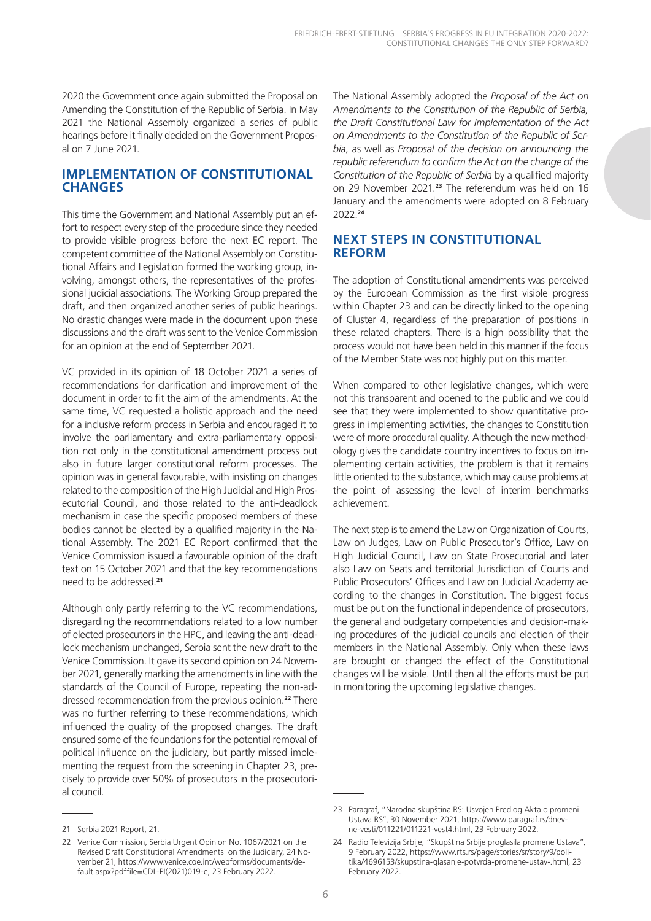2020 the Government once again submitted the Proposal on Amending the Constitution of the Republic of Serbia. In May 2021 the National Assembly organized a series of public hearings before it finally decided on the Government Proposal on 7 June 2021.

## IMPLEMENTATION OF CONSTITUTIONAL CHANGES

This time the Government and National Assembly put an effort to respect every step of the procedure since they needed to provide visible progress before the next EC report. The competent committee of the National Assembly on Constitutional Affairs and Legislation formed the working group, involving, amongst others, the representatives of the professional judicial associations. The Working Group prepared the draft, and then organized another series of public hearings. No drastic changes were made in the document upon these discussions and the draft was sent to the Venice Commission for an opinion at the end of September 2021.

VC provided in its opinion of 18 October 2021 a series of recommendations for clarification and improvement of the document in order to fit the aim of the amendments. At the same time, VC requested a holistic approach and the need for a inclusive reform process in Serbia and encouraged it to involve the parliamentary and extra-parliamentary opposition not only in the constitutional amendment process but also in future larger constitutional reform processes. The opinion was in general favourable, with insisting on changes related to the composition of the High Judicial and High Prosecutorial Council, and those related to the anti-deadlock mechanism in case the specific proposed members of these bodies cannot be elected by a qualified majority in the National Assembly. The 2021 EC Report confirmed that the Venice Commission issued a favourable opinion of the draft text on 15 October 2021 and that the key recommendations need to be addressed.[21]

Although only partly referring to the VC recommendations, disregarding the recommendations related to a low number of elected prosecutors in the HPC, and leaving the anti-deadlock mechanism unchanged, Serbia sent the new draft to the Venice Commission. It gave its second opinion on 24 November 2021, generally marking the amendments in line with the standards of the Council of Europe, repeating the non-addressed recommendation from the previous opinion.[22] There was no further referring to these recommendations, which influenced the quality of the proposed changes. The draft ensured some of the foundations for the potential removal of political influence on the judiciary, but partly missed implementing the request from the screening in Chapter 23, precisely to provide over 50% of prosecutors in the prosecutorial council.

The National Assembly adopted the *Proposal of the Act on Amendments to the Constitution of the Republic of Serbia, the Draft Constitutional Law for Implementation of the Act on Amendments to the Constitution of the Republic of Serbia*, as well as *Proposal of the decision on announcing the republic referendum to confirm the Act on the change of the Constitution of the Republic of Serbia* by a qualified majority on 29 November 2021.[23] The referendum was held on 16 January and the amendments were adopted on 8 February 2022.[24]

## NEXT STEPS IN CONSTITUTIONAL REFORM

The adoption of Constitutional amendments was perceived by the European Commission as the first visible progress within Chapter 23 and can be directly linked to the opening of Cluster 4, regardless of the preparation of positions in these related chapters. There is a high possibility that the process would not have been held in this manner if the focus of the Member State was not highly put on this matter.

When compared to other legislative changes, which were not this transparent and opened to the public and we could see that they were implemented to show quantitative progress in implementing activities, the changes to Constitution were of more procedural quality. Although the new methodology gives the candidate country incentives to focus on implementing certain activities, the problem is that it remains little oriented to the substance, which may cause problems at the point of assessing the level of interim benchmarks achievement.

The next step is to amend the Law on Organization of Courts, Law on Judges, Law on Public Prosecutor's Office, Law on High Judicial Council, Law on State Prosecutorial Council and later also Law on Seats and territorial Jurisdiction of Courts and Public Prosecutors' Offices and Law on Judicial Academy according to the changes in Constitution. The biggest focus must be put on the functional independence of prosecutors, the general and budgetary competencies and decision-making procedures of the judicial councils and election of their members in the National Assembly. Only when these laws are brought or changed the effect of the Constitutional changes will be visible. Until then all the efforts must be put in monitoring the upcoming legislative changes.

---

21 Serbia 2021 Report, 21.

22 Venice Commission, Serbia Urgent Opinion No. 1067/2021 on the Revised Draft Constitutional Amendments on the Judiciary, 24 November 21, https://www.venice.coe.int/webforms/documents/default.aspx?pdffile=CDL-PI(2021)019-e, 23 February 2022.

23 Paragraf, "Narodna skupština RS: Usvojen Predlog Akta o promeni Ustava RS", 30 November 2021, https://www.paragraf.rs/dnevne-vesti/011221/011221-vest4.html, 23 February 2022.

24 Radio Televizija Srbije, "Skupština Srbije proglasila promene Ustava", 9 February 2022, https://www.rts.rs/page/stories/sr/story/9/politika/4696153/skupstina-glasanje-potvrda-promene-ustav-.html, 23 February 2022.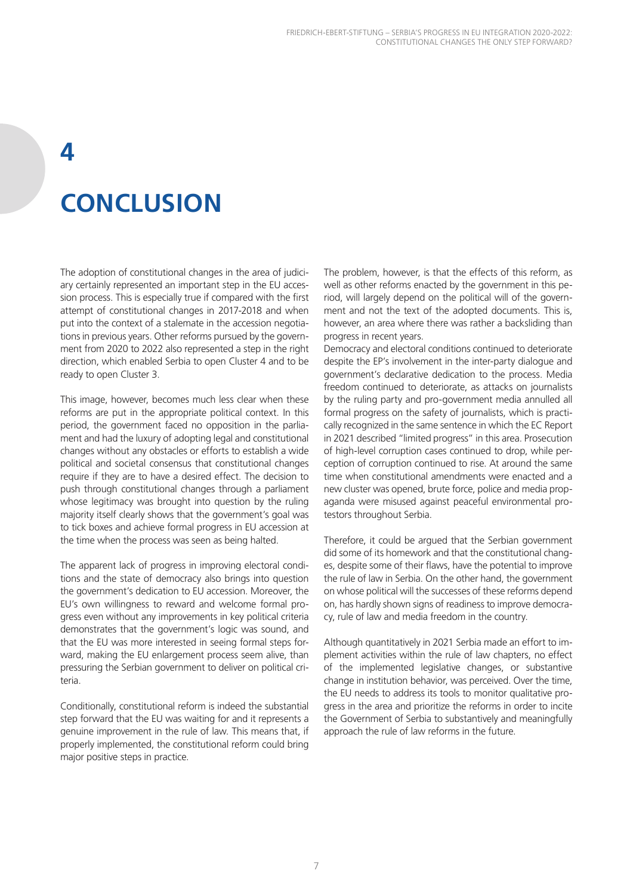# 4

# CONCLUSION

The adoption of constitutional changes in the area of judiciary certainly represented an important step in the EU accession process. This is especially true if compared with the first attempt of constitutional changes in 2017-2018 and when put into the context of a stalemate in the accession negotiations in previous years. Other reforms pursued by the government from 2020 to 2022 also represented a step in the right direction, which enabled Serbia to open Cluster 4 and to be ready to open Cluster 3.

This image, however, becomes much less clear when these reforms are put in the appropriate political context. In this period, the government faced no opposition in the parliament and had the luxury of adopting legal and constitutional changes without any obstacles or efforts to establish a wide political and societal consensus that constitutional changes require if they are to have a desired effect. The decision to push through constitutional changes through a parliament whose legitimacy was brought into question by the ruling majority itself clearly shows that the government's goal was to tick boxes and achieve formal progress in EU accession at the time when the process was seen as being halted.

The apparent lack of progress in improving electoral conditions and the state of democracy also brings into question the government's dedication to EU accession. Moreover, the EU's own willingness to reward and welcome formal progress even without any improvements in key political criteria demonstrates that the government's logic was sound, and that the EU was more interested in seeing formal steps forward, making the EU enlargement process seem alive, than pressuring the Serbian government to deliver on political criteria.

Conditionally, constitutional reform is indeed the substantial step forward that the EU was waiting for and it represents a genuine improvement in the rule of law. This means that, if properly implemented, the constitutional reform could bring major positive steps in practice.

The problem, however, is that the effects of this reform, as well as other reforms enacted by the government in this period, will largely depend on the political will of the government and not the text of the adopted documents. This is, however, an area where there was rather a backsliding than progress in recent years.

Democracy and electoral conditions continued to deteriorate despite the EP's involvement in the inter-party dialogue and government's declarative dedication to the process. Media freedom continued to deteriorate, as attacks on journalists by the ruling party and pro-government media annulled all formal progress on the safety of journalists, which is practically recognized in the same sentence in which the EC Report in 2021 described "limited progress" in this area. Prosecution of high-level corruption cases continued to drop, while perception of corruption continued to rise. At around the same time when constitutional amendments were enacted and a new cluster was opened, brute force, police and media propaganda were misused against peaceful environmental protestors throughout Serbia.

Therefore, it could be argued that the Serbian government did some of its homework and that the constitutional changes, despite some of their flaws, have the potential to improve the rule of law in Serbia. On the other hand, the government on whose political will the successes of these reforms depend on, has hardly shown signs of readiness to improve democracy, rule of law and media freedom in the country.

Although quantitatively in 2021 Serbia made an effort to implement activities within the rule of law chapters, no effect of the implemented legislative changes, or substantive change in institution behavior, was perceived. Over the time, the EU needs to address its tools to monitor qualitative progress in the area and prioritize the reforms in order to incite the Government of Serbia to substantively and meaningfully approach the rule of law reforms in the future.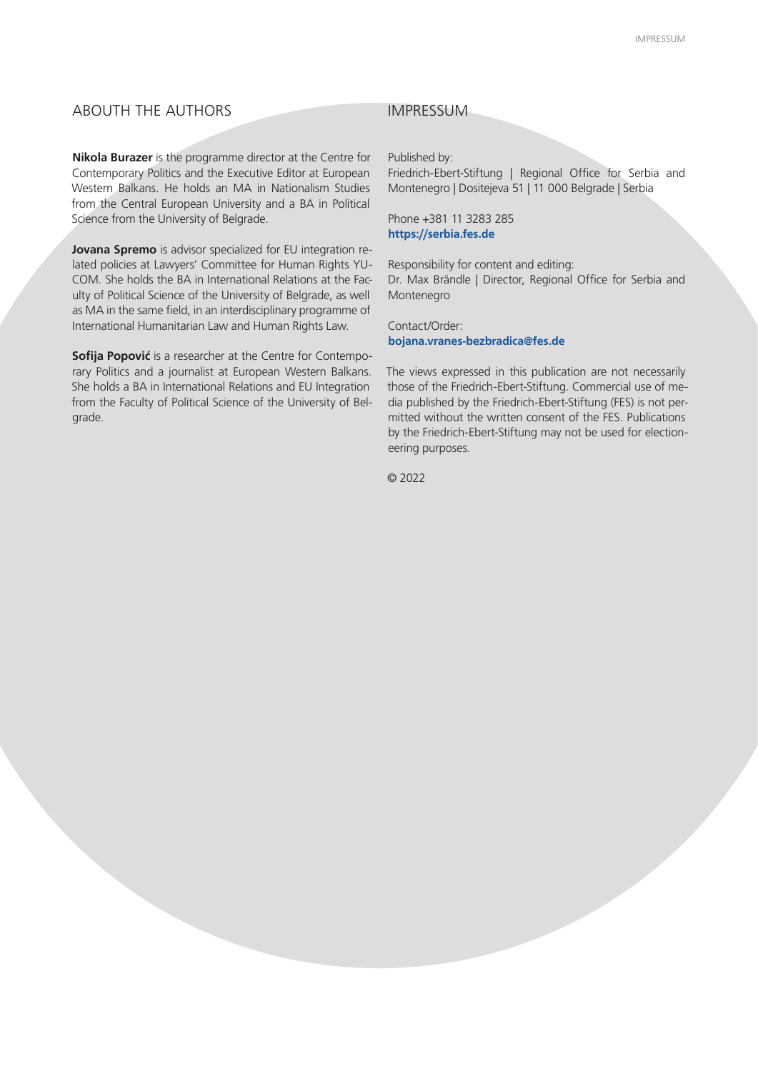## ABOUTH THE AUTHORS

**Nikola Burazer** is the programme director at the Centre for Contemporary Politics and the Executive Editor at European Western Balkans. He holds an MA in Nationalism Studies from the Central European University and a BA in Political Science from the University of Belgrade.

**Jovana Spremo** is advisor specialized for EU integration related policies at Lawyers' Committee for Human Rights YUCOM. She holds the BA in International Relations at the Faculty of Political Science of the University of Belgrade, as well as MA in the same field, in an interdisciplinary programme of International Humanitarian Law and Human Rights Law.

**Sofija Popović** is a researcher at the Centre for Contemporary Politics and a journalist at European Western Balkans. She holds a BA in International Relations and EU Integration from the Faculty of Political Science of the University of Belgrade.

## IMPRESSUM

Published by:
Friedrich-Ebert-Stiftung | Regional Office for Serbia and Montenegro | Dositejeva 51 | 11 000 Belgrade | Serbia

Phone +381 11 3283 285
**https://serbia.fes.de**

Responsibility for content and editing:
Dr. Max Brändle | Director, Regional Office for Serbia and Montenegro

Contact/Order:
**bojana.vranes-bezbradica@fes.de**

The views expressed in this publication are not necessarily those of the Friedrich-Ebert-Stiftung. Commercial use of media published by the Friedrich-Ebert-Stiftung (FES) is not permitted without the written consent of the FES. Publications by the Friedrich-Ebert-Stiftung may not be used for electioneering purposes.

© 2022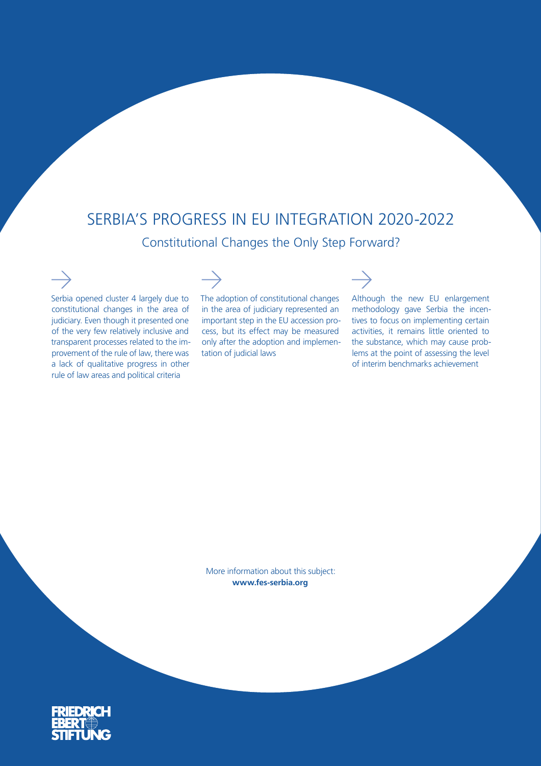# SERBIA'S PROGRESS IN EU INTEGRATION 2020-2022

## Constitutional Changes the Only Step Forward?

→

Serbia opened cluster 4 largely due to constitutional changes in the area of judiciary. Even though it presented one of the very few relatively inclusive and transparent processes related to the improvement of the rule of law, there was a lack of qualitative progress in other rule of law areas and political criteria

→

The adoption of constitutional changes in the area of judiciary represented an important step in the EU accession process, but its effect may be measured only after the adoption and implementation of judicial laws

→

Although the new EU enlargement methodology gave Serbia the incentives to focus on implementing certain activities, it remains little oriented to the substance, which may cause problems at the point of assessing the level of interim benchmarks achievement

More information about this subject:
**www.fes-serbia.org**

FRIEDRICH EBERT STIFTUNG